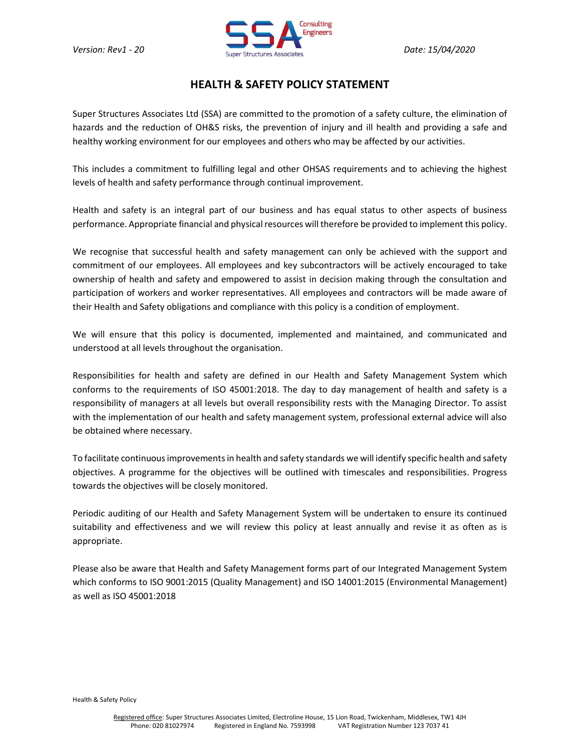*Version: Rev1 - 20*

*Date: 15/04/2020*

# HEALTH & SAFETY POLICY STATEMENT

Super Structures Associates Ltd (SSA) are committed to the promotion of a safety culture, the elimination of hazards and the reduction of OH&S risks, the prevention of injury and ill health and providing a safe and healthy working environment for our employees and others who may be affected by our activities.

This includes a commitment to fulfilling legal and other OHSAS requirements and to achieving the highest levels of health and safety performance through continual improvement.

Health and safety is an integral part of our business and has equal status to other aspects of business performance. Appropriate financial and physical resources will therefore be provided to implement this policy.

We recognise that successful health and safety management can only be achieved with the support and commitment of our employees. All employees and key subcontractors will be actively encouraged to take ownership of health and safety and empowered to assist in decision making through the consultation and participation of workers and worker representatives. All employees and contractors will be made aware of their Health and Safety obligations and compliance with this policy is a condition of employment.

We will ensure that this policy is documented, implemented and maintained, and communicated and understood at all levels throughout the organisation.

Responsibilities for health and safety are defined in our Health and Safety Management System which conforms to the requirements of ISO 45001:2018. The day to day management of health and safety is a responsibility of managers at all levels but overall responsibility rests with the Managing Director. To assist with the implementation of our health and safety management system, professional external advice will also be obtained where necessary.

To facilitate continuous improvements in health and safety standards we will identify specific health and safety objectives. A programme for the objectives will be outlined with timescales and responsibilities. Progress towards the objectives will be closely monitored.

Periodic auditing of our Health and Safety Management System will be undertaken to ensure its continued suitability and effectiveness and we will review this policy at least annually and revise it as often as is appropriate.

Please also be aware that Health and Safety Management forms part of our Integrated Management System which conforms to ISO 9001:2015 (Quality Management) and ISO 14001:2015 (Environmental Management) as well as ISO 45001:2018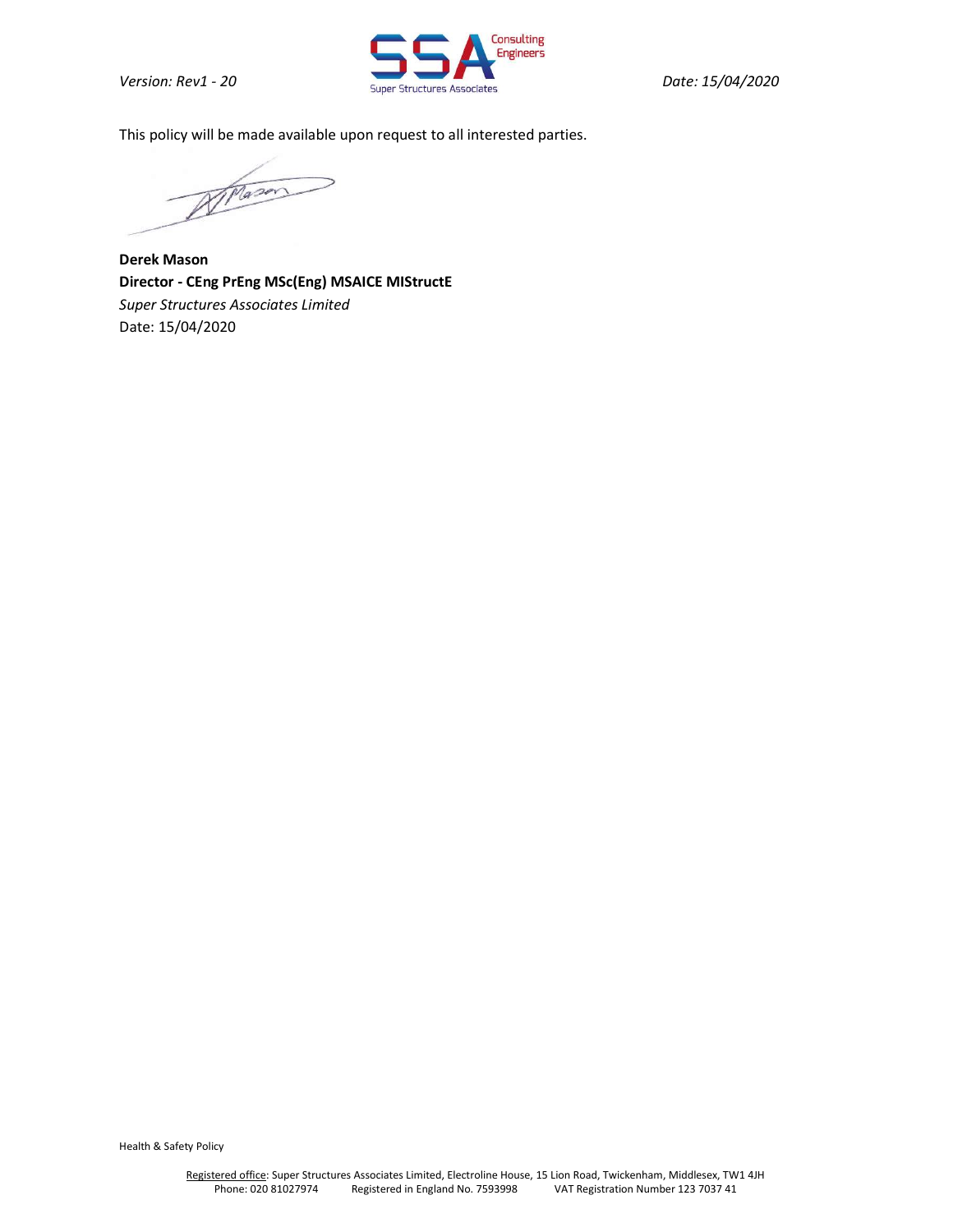This policy will be made available upon request to all interested parties.

**Derek Mason**
**Director - CEng PrEng MSc(Eng) MSAICE MIStructE**
*Super Structures Associates Limited*
Date: 15/04/2020